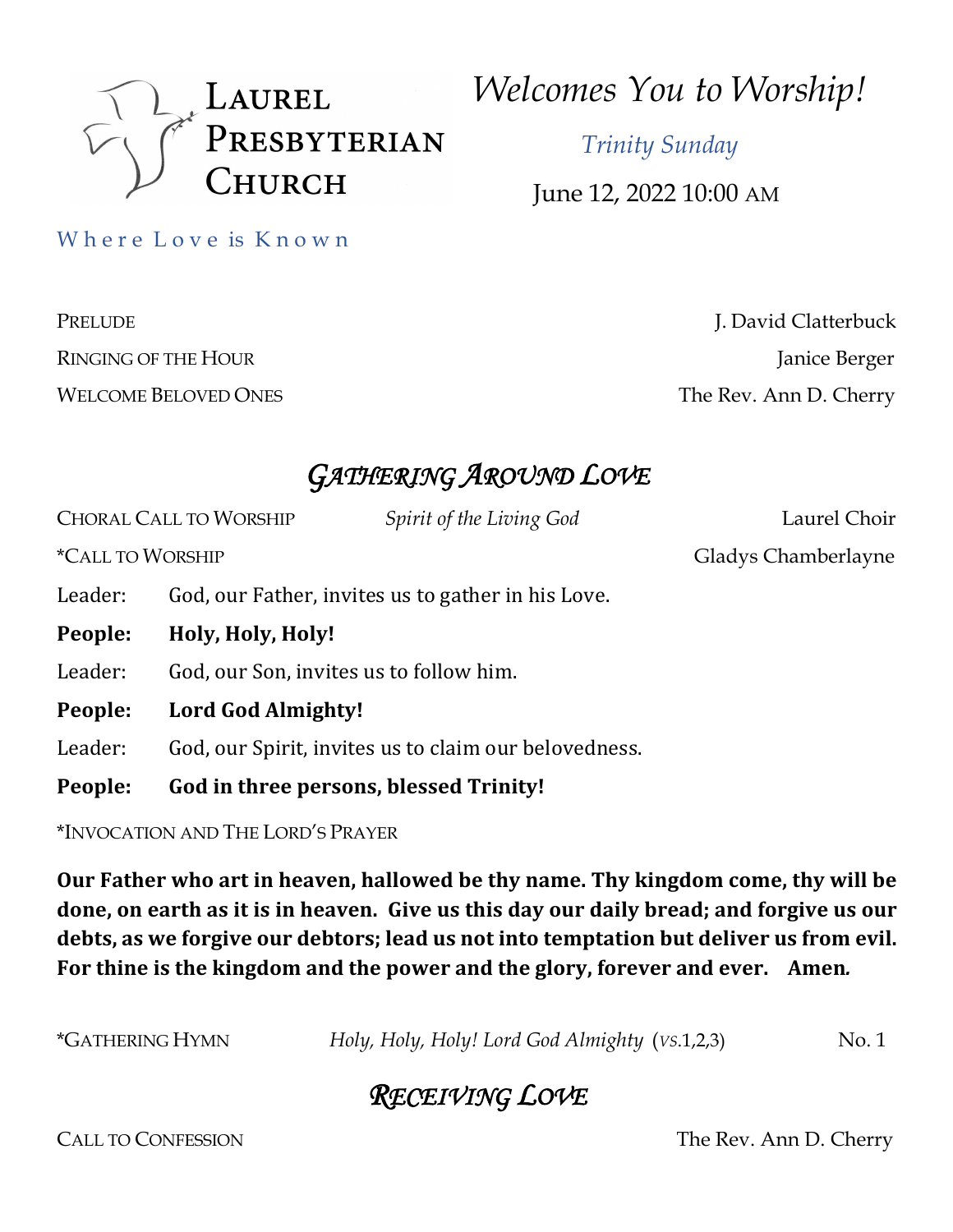# Laurel Presbyterian Church

Where Love is Known

## *Welcomes You to Worship!*

*Trinity Sunday*

June 12, 2022 10:00 AM

PRELUDE — J. David Clatterbuck

RINGING OF THE HOUR — Janice Berger

WELCOME BELOVED ONES — The Rev. Ann D. Cherry

## *GATHERING AROUND LOVE*

CHORAL CALL TO WORSHIP — *Spirit of the Living God* — Laurel Choir

*CALL TO WORSHIP — Gladys Chamberlayne

Leader: God, our Father, invites us to gather in his Love.

**People: Holy, Holy, Holy!**

Leader: God, our Son, invites us to follow him.

**People: Lord God Almighty!**

Leader: God, our Spirit, invites us to claim our belovedness.

**People: God in three persons, blessed Trinity!**

*INVOCATION AND THE LORD'S PRAYER

**Our Father who art in heaven, hallowed be thy name. Thy kingdom come, thy will be done, on earth as it is in heaven. Give us this day our daily bread; and forgive us our debts, as we forgive our debtors; lead us not into temptation but deliver us from evil. For thine is the kingdom and the power and the glory, forever and ever. Amen.**

*GATHERING HYMN — *Holy, Holy, Holy! Lord God Almighty* (*vs.*1,2,3) — No. 1

## *RECEIVING LOVE*

CALL TO CONFESSION — The Rev. Ann D. Cherry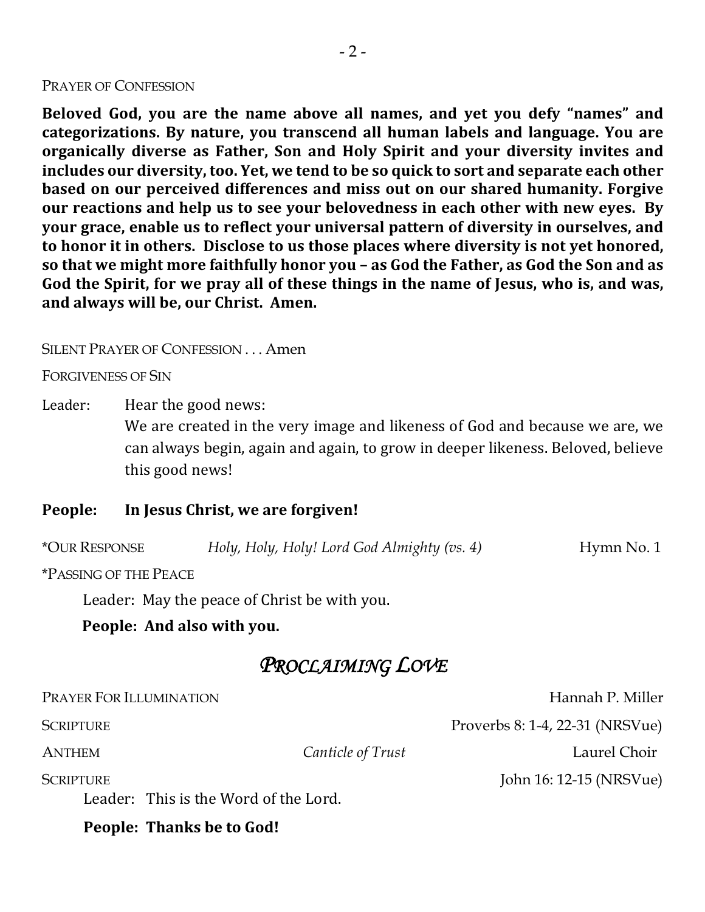PRAYER OF CONFESSION

**Beloved God, you are the name above all names, and yet you defy "names" and categorizations. By nature, you transcend all human labels and language. You are organically diverse as Father, Son and Holy Spirit and your diversity invites and includes our diversity, too. Yet, we tend to be so quick to sort and separate each other based on our perceived differences and miss out on our shared humanity. Forgive our reactions and help us to see your belovedness in each other with new eyes. By your grace, enable us to reflect your universal pattern of diversity in ourselves, and to honor it in others. Disclose to us those places where diversity is not yet honored, so that we might more faithfully honor you – as God the Father, as God the Son and as God the Spirit, for we pray all of these things in the name of Jesus, who is, and was, and always will be, our Christ. Amen.**

SILENT PRAYER OF CONFESSION . . . Amen

FORGIVENESS OF SIN

Leader: Hear the good news:
We are created in the very image and likeness of God and because we are, we can always begin, again and again, to grow in deeper likeness. Beloved, believe this good news!

**People: In Jesus Christ, we are forgiven!**

*OUR RESPONSE *Holy, Holy, Holy! Lord God Almighty (vs. 4)* Hymn No. 1

*PASSING OF THE PEACE

Leader: May the peace of Christ be with you.

**People: And also with you.**

## *PROCLAIMING LOVE*

PRAYER FOR ILLUMINATION Hannah P. Miller

SCRIPTURE Proverbs 8: 1-4, 22-31 (NRSVue)

ANTHEM *Canticle of Trust* Laurel Choir

SCRIPTURE John 16: 12-15 (NRSVue)

Leader: This is the Word of the Lord.

**People: Thanks be to God!**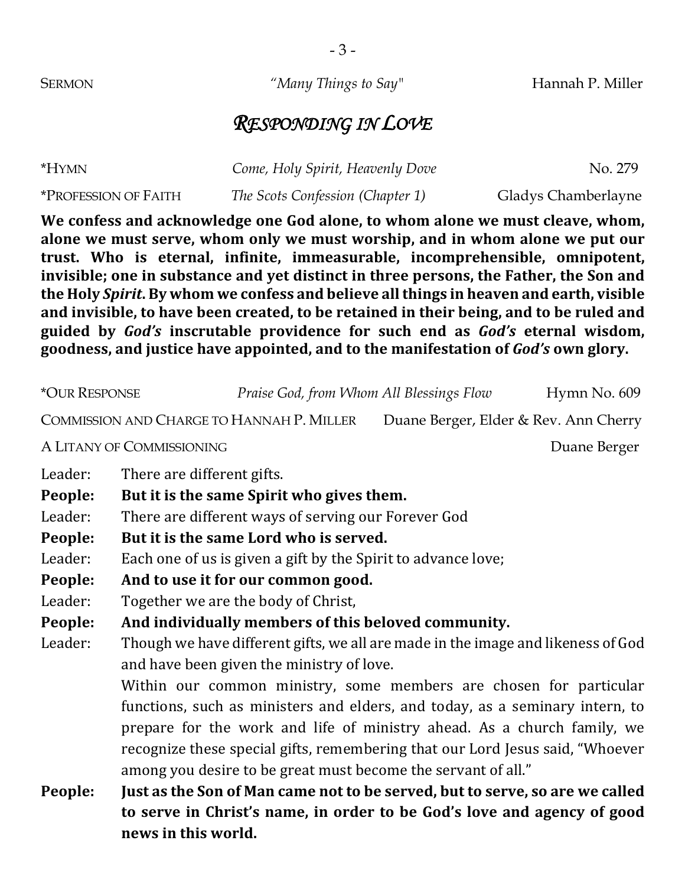SERMON *"Many Things to Say"* Hannah P. Miller

## *RESPONDING IN LOVE*

*HYMN *Come, Holy Spirit, Heavenly Dove* No. 279

*PROFESSION OF FAITH *The Scots Confession (Chapter 1)* Gladys Chamberlayne

**We confess and acknowledge one God alone, to whom alone we must cleave, whom, alone we must serve, whom only we must worship, and in whom alone we put our trust. Who is eternal, infinite, immeasurable, incomprehensible, omnipotent, invisible; one in substance and yet distinct in three persons, the Father, the Son and the Holy *Spirit*. By whom we confess and believe all things in heaven and earth, visible and invisible, to have been created, to be retained in their being, and to be ruled and guided by *God's* inscrutable providence for such end as *God's* eternal wisdom, goodness, and justice have appointed, and to the manifestation of *God's* own glory.**

*OUR RESPONSE *Praise God, from Whom All Blessings Flow* Hymn No. 609

COMMISSION AND CHARGE TO HANNAH P. MILLER Duane Berger, Elder & Rev. Ann Cherry

A LITANY OF COMMISSIONING Duane Berger

Leader: There are different gifts.

**People: But it is the same Spirit who gives them.**

Leader: There are different ways of serving our Forever God

**People: But it is the same Lord who is served.**

Leader: Each one of us is given a gift by the Spirit to advance love;

**People: And to use it for our common good.**

Leader: Together we are the body of Christ,

**People: And individually members of this beloved community.**

Leader: Though we have different gifts, we all are made in the image and likeness of God and have been given the ministry of love.

Within our common ministry, some members are chosen for particular functions, such as ministers and elders, and today, as a seminary intern, to prepare for the work and life of ministry ahead. As a church family, we recognize these special gifts, remembering that our Lord Jesus said, "Whoever among you desire to be great must become the servant of all."

**People: Just as the Son of Man came not to be served, but to serve, so are we called to serve in Christ's name, in order to be God's love and agency of good news in this world.**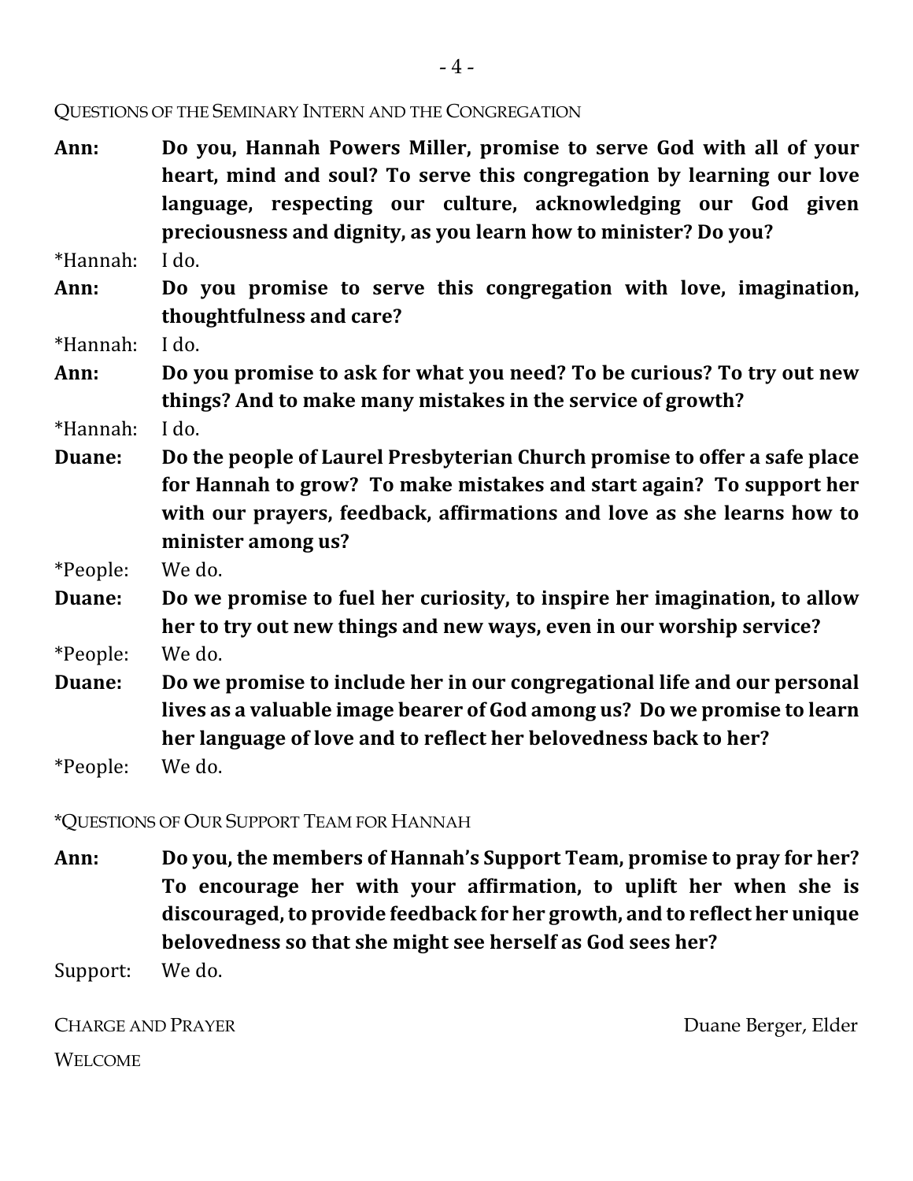QUESTIONS OF THE SEMINARY INTERN AND THE CONGREGATION

**Ann:** **Do you, Hannah Powers Miller, promise to serve God with all of your heart, mind and soul? To serve this congregation by learning our love language, respecting our culture, acknowledging our God given preciousness and dignity, as you learn how to minister? Do you?**

*Hannah: I do.

**Ann:** **Do you promise to serve this congregation with love, imagination, thoughtfulness and care?**

*Hannah: I do.

**Ann:** **Do you promise to ask for what you need? To be curious? To try out new things? And to make many mistakes in the service of growth?**

*Hannah: I do.

**Duane:** **Do the people of Laurel Presbyterian Church promise to offer a safe place for Hannah to grow? To make mistakes and start again? To support her with our prayers, feedback, affirmations and love as she learns how to minister among us?**

*People: We do.

**Duane:** **Do we promise to fuel her curiosity, to inspire her imagination, to allow her to try out new things and new ways, even in our worship service?**

*People: We do.

**Duane:** **Do we promise to include her in our congregational life and our personal lives as a valuable image bearer of God among us? Do we promise to learn her language of love and to reflect her belovedness back to her?**

*People: We do.

*QUESTIONS OF OUR SUPPORT TEAM FOR HANNAH

**Ann:** **Do you, the members of Hannah's Support Team, promise to pray for her? To encourage her with your affirmation, to uplift her when she is discouraged, to provide feedback for her growth, and to reflect her unique belovedness so that she might see herself as God sees her?**

Support: We do.

CHARGE AND PRAYER — Duane Berger, Elder

WELCOME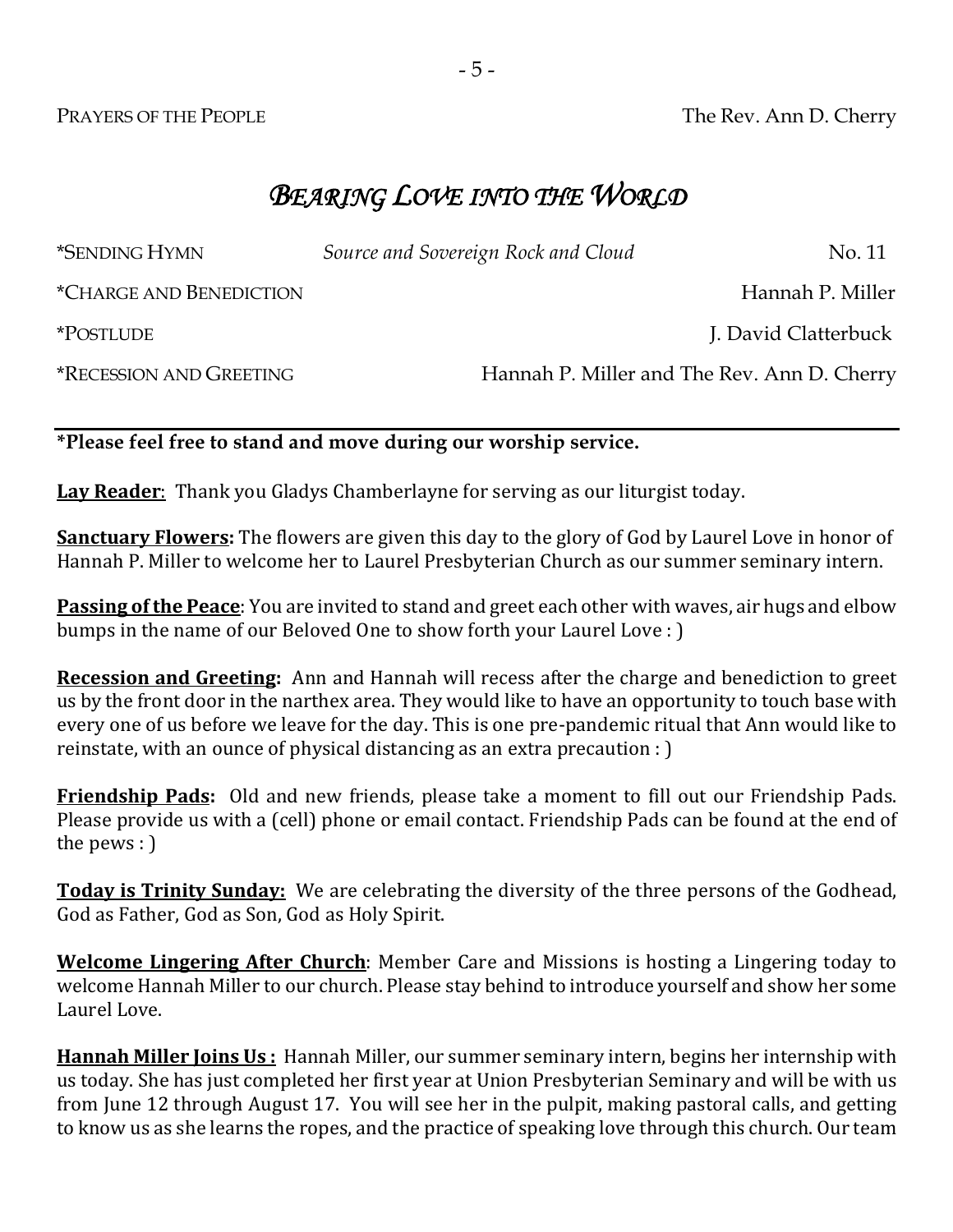PRAYERS OF THE PEOPLE The Rev. Ann D. Cherry

## *BEARING LOVE INTO THE WORLD*

*SENDING HYMN *Source and Sovereign Rock and Cloud* No. 11

*CHARGE AND BENEDICTION Hannah P. Miller

*POSTLUDE J. David Clatterbuck

*RECESSION AND GREETING Hannah P. Miller and The Rev. Ann D. Cherry

---

**\*Please feel free to stand and move during our worship service.**

**Lay Reader**: Thank you Gladys Chamberlayne for serving as our liturgist today.

**Sanctuary Flowers:** The flowers are given this day to the glory of God by Laurel Love in honor of Hannah P. Miller to welcome her to Laurel Presbyterian Church as our summer seminary intern.

**Passing of the Peace**: You are invited to stand and greet each other with waves, air hugs and elbow bumps in the name of our Beloved One to show forth your Laurel Love : )

**Recession and Greeting:** Ann and Hannah will recess after the charge and benediction to greet us by the front door in the narthex area. They would like to have an opportunity to touch base with every one of us before we leave for the day. This is one pre-pandemic ritual that Ann would like to reinstate, with an ounce of physical distancing as an extra precaution : )

**Friendship Pads:** Old and new friends, please take a moment to fill out our Friendship Pads. Please provide us with a (cell) phone or email contact. Friendship Pads can be found at the end of the pews : )

**Today is Trinity Sunday:** We are celebrating the diversity of the three persons of the Godhead, God as Father, God as Son, God as Holy Spirit.

**Welcome Lingering After Church**: Member Care and Missions is hosting a Lingering today to welcome Hannah Miller to our church. Please stay behind to introduce yourself and show her some Laurel Love.

**Hannah Miller Joins Us :** Hannah Miller, our summer seminary intern, begins her internship with us today. She has just completed her first year at Union Presbyterian Seminary and will be with us from June 12 through August 17. You will see her in the pulpit, making pastoral calls, and getting to know us as she learns the ropes, and the practice of speaking love through this church. Our team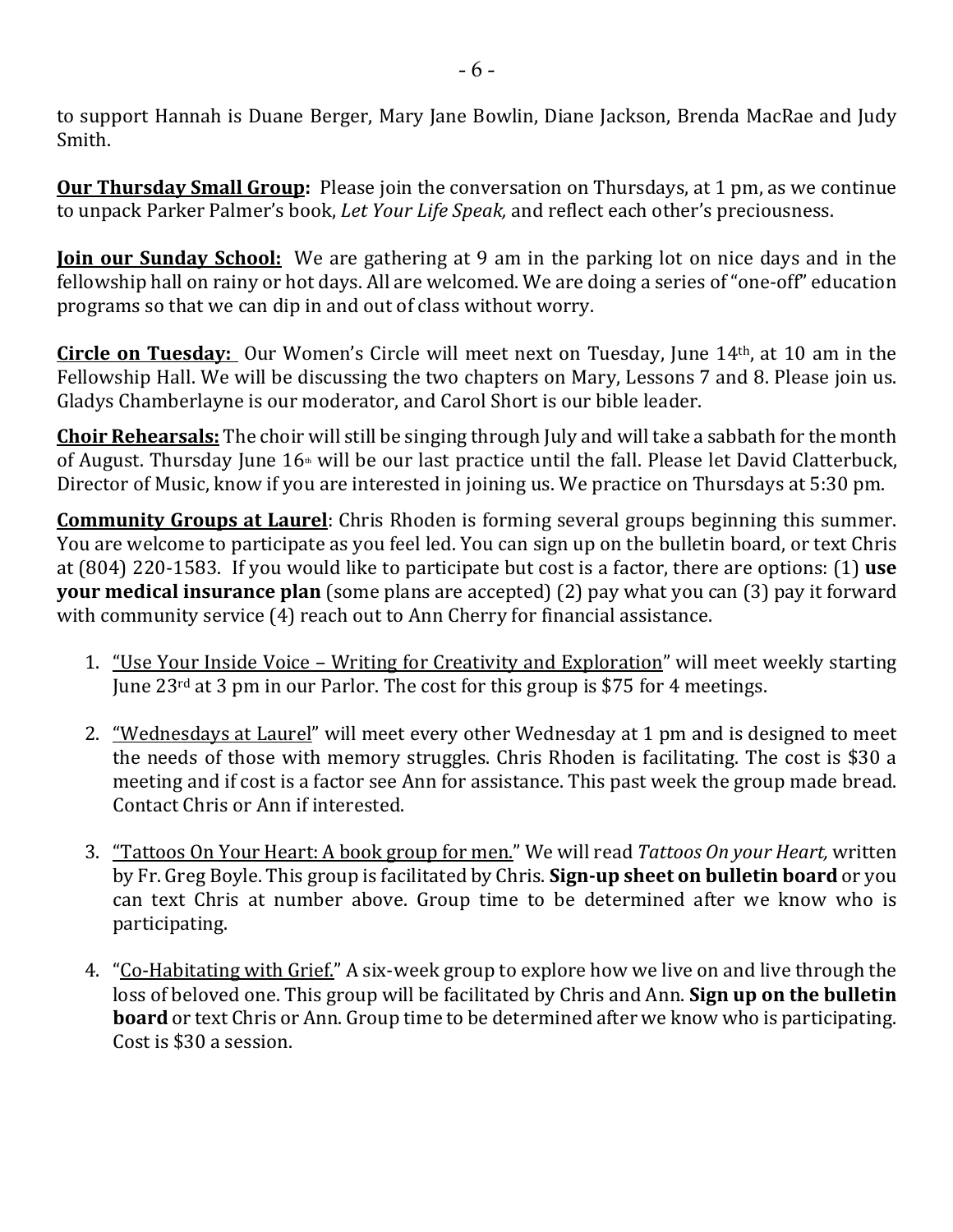to support Hannah is Duane Berger, Mary Jane Bowlin, Diane Jackson, Brenda MacRae and Judy Smith.

**Our Thursday Small Group:** Please join the conversation on Thursdays, at 1 pm, as we continue to unpack Parker Palmer's book, *Let Your Life Speak,* and reflect each other's preciousness.

**Join our Sunday School:** We are gathering at 9 am in the parking lot on nice days and in the fellowship hall on rainy or hot days. All are welcomed. We are doing a series of "one-off" education programs so that we can dip in and out of class without worry.

**Circle on Tuesday:** Our Women's Circle will meet next on Tuesday, June 14th, at 10 am in the Fellowship Hall. We will be discussing the two chapters on Mary, Lessons 7 and 8. Please join us. Gladys Chamberlayne is our moderator, and Carol Short is our bible leader.

**Choir Rehearsals:** The choir will still be singing through July and will take a sabbath for the month of August. Thursday June 16th will be our last practice until the fall. Please let David Clatterbuck, Director of Music, know if you are interested in joining us. We practice on Thursdays at 5:30 pm.

**Community Groups at Laurel**: Chris Rhoden is forming several groups beginning this summer. You are welcome to participate as you feel led. You can sign up on the bulletin board, or text Chris at (804) 220-1583. If you would like to participate but cost is a factor, there are options: (1) **use your medical insurance plan** (some plans are accepted) (2) pay what you can (3) pay it forward with community service (4) reach out to Ann Cherry for financial assistance.

1. "Use Your Inside Voice – Writing for Creativity and Exploration" will meet weekly starting June 23rd at 3 pm in our Parlor. The cost for this group is $75 for 4 meetings.

2. "Wednesdays at Laurel" will meet every other Wednesday at 1 pm and is designed to meet the needs of those with memory struggles. Chris Rhoden is facilitating. The cost is $30 a meeting and if cost is a factor see Ann for assistance. This past week the group made bread. Contact Chris or Ann if interested.

3. "Tattoos On Your Heart: A book group for men." We will read *Tattoos On your Heart,* written by Fr. Greg Boyle. This group is facilitated by Chris. **Sign-up sheet on bulletin board** or you can text Chris at number above. Group time to be determined after we know who is participating.

4. "Co-Habitating with Grief." A six-week group to explore how we live on and live through the loss of beloved one. This group will be facilitated by Chris and Ann. **Sign up on the bulletin board** or text Chris or Ann. Group time to be determined after we know who is participating. Cost is $30 a session.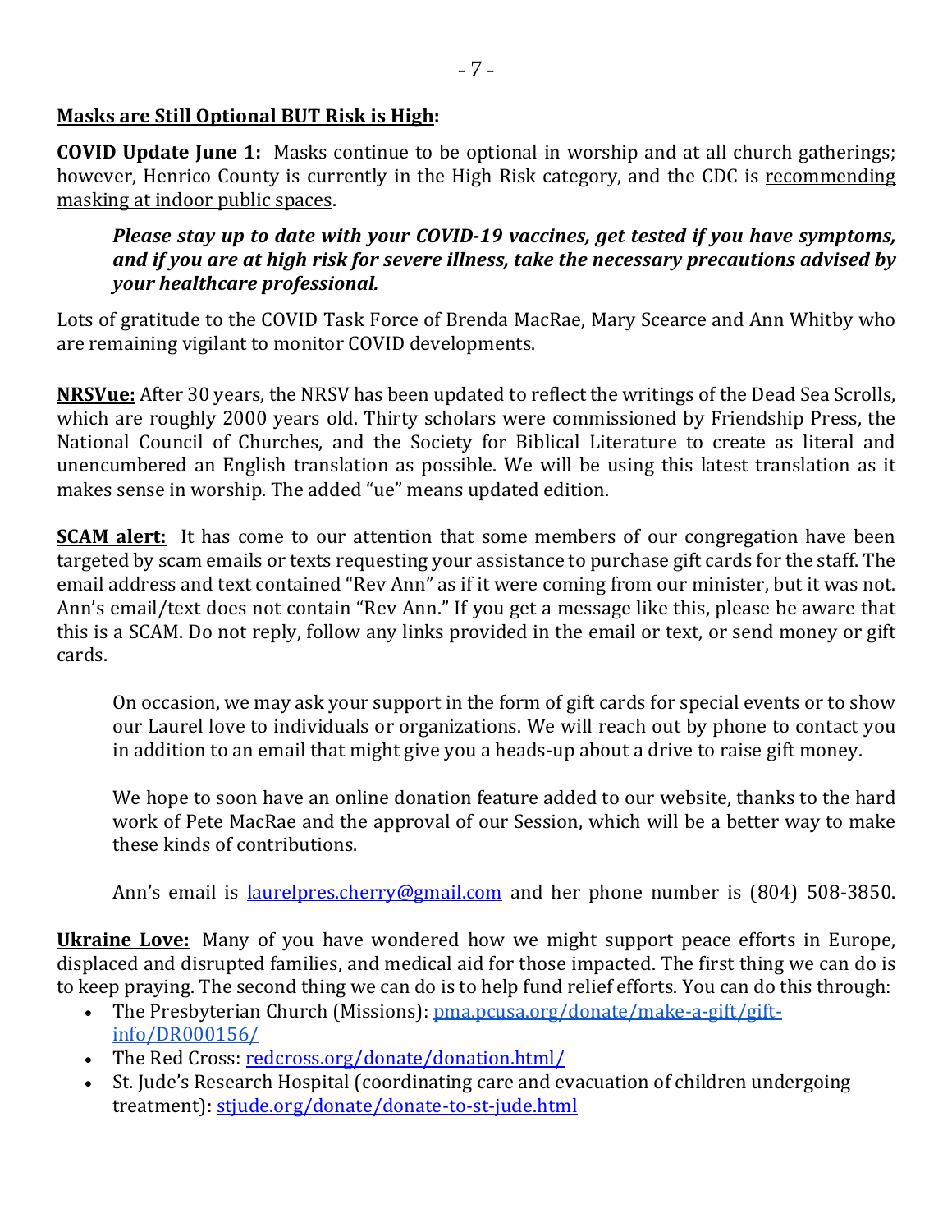**Masks are Still Optional BUT Risk is High:**

**COVID Update June 1:** Masks continue to be optional in worship and at all church gatherings; however, Henrico County is currently in the High Risk category, and the CDC is recommending masking at indoor public spaces.

> ***Please stay up to date with your COVID-19 vaccines, get tested if you have symptoms, and if you are at high risk for severe illness, take the necessary precautions advised by your healthcare professional.***

Lots of gratitude to the COVID Task Force of Brenda MacRae, Mary Scearce and Ann Whitby who are remaining vigilant to monitor COVID developments.

**NRSVue:** After 30 years, the NRSV has been updated to reflect the writings of the Dead Sea Scrolls, which are roughly 2000 years old. Thirty scholars were commissioned by Friendship Press, the National Council of Churches, and the Society for Biblical Literature to create as literal and unencumbered an English translation as possible. We will be using this latest translation as it makes sense in worship. The added "ue" means updated edition.

**SCAM alert:** It has come to our attention that some members of our congregation have been targeted by scam emails or texts requesting your assistance to purchase gift cards for the staff. The email address and text contained "Rev Ann" as if it were coming from our minister, but it was not. Ann's email/text does not contain "Rev Ann." If you get a message like this, please be aware that this is a SCAM. Do not reply, follow any links provided in the email or text, or send money or gift cards.

> On occasion, we may ask your support in the form of gift cards for special events or to show our Laurel love to individuals or organizations. We will reach out by phone to contact you in addition to an email that might give you a heads-up about a drive to raise gift money.
>
> We hope to soon have an online donation feature added to our website, thanks to the hard work of Pete MacRae and the approval of our Session, which will be a better way to make these kinds of contributions.
>
> Ann's email is laurelpres.cherry@gmail.com and her phone number is (804) 508-3850.

**Ukraine Love:** Many of you have wondered how we might support peace efforts in Europe, displaced and disrupted families, and medical aid for those impacted. The first thing we can do is to keep praying. The second thing we can do is to help fund relief efforts. You can do this through:

- The Presbyterian Church (Missions): pma.pcusa.org/donate/make-a-gift/gift-info/DR000156/
- The Red Cross: redcross.org/donate/donation.html/
- St. Jude's Research Hospital (coordinating care and evacuation of children undergoing treatment): stjude.org/donate/donate-to-st-jude.html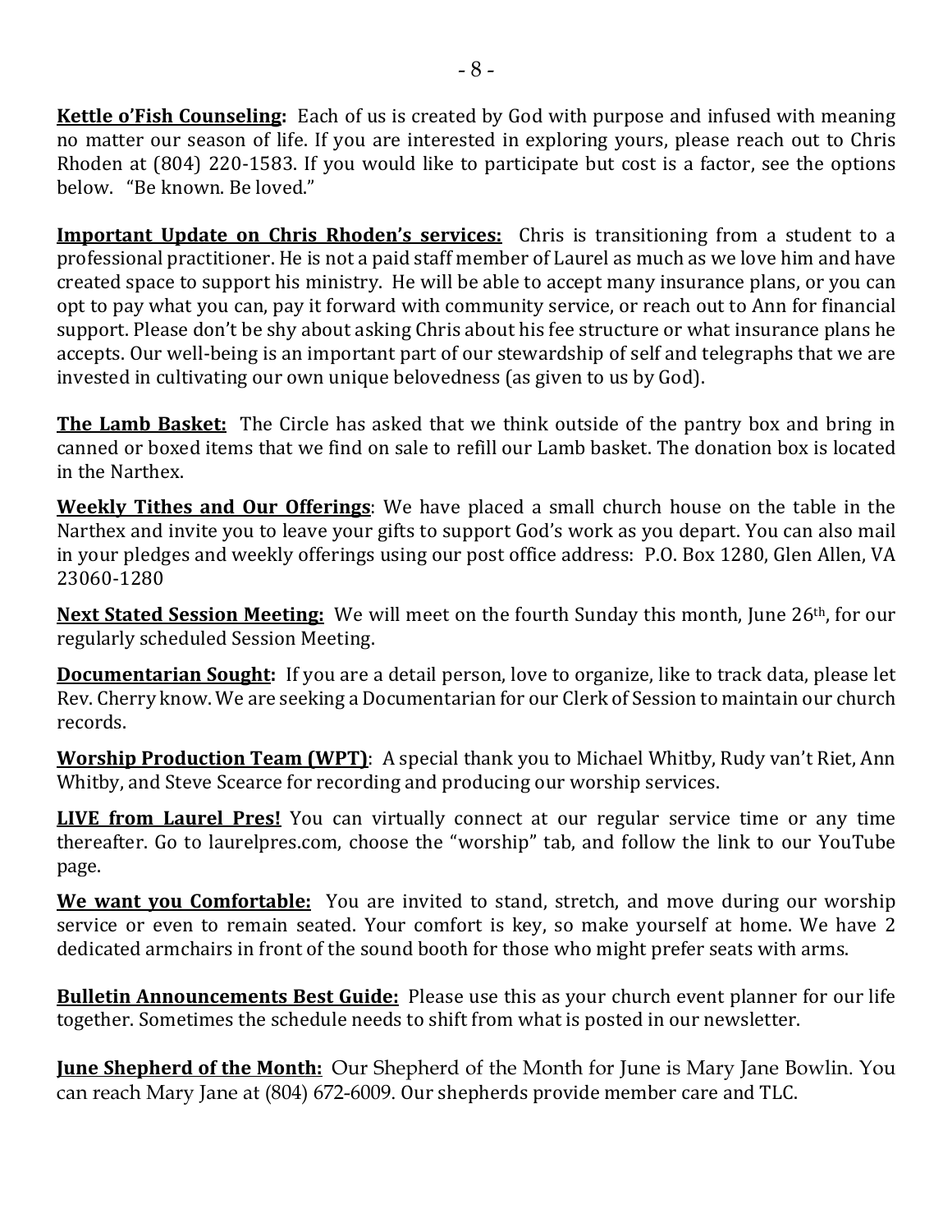**Kettle o'Fish Counseling:** Each of us is created by God with purpose and infused with meaning no matter our season of life. If you are interested in exploring yours, please reach out to Chris Rhoden at (804) 220-1583. If you would like to participate but cost is a factor, see the options below. "Be known. Be loved."

**Important Update on Chris Rhoden's services:** Chris is transitioning from a student to a professional practitioner. He is not a paid staff member of Laurel as much as we love him and have created space to support his ministry. He will be able to accept many insurance plans, or you can opt to pay what you can, pay it forward with community service, or reach out to Ann for financial support. Please don't be shy about asking Chris about his fee structure or what insurance plans he accepts. Our well-being is an important part of our stewardship of self and telegraphs that we are invested in cultivating our own unique belovedness (as given to us by God).

**The Lamb Basket:** The Circle has asked that we think outside of the pantry box and bring in canned or boxed items that we find on sale to refill our Lamb basket. The donation box is located in the Narthex.

**Weekly Tithes and Our Offerings**: We have placed a small church house on the table in the Narthex and invite you to leave your gifts to support God's work as you depart. You can also mail in your pledges and weekly offerings using our post office address: P.O. Box 1280, Glen Allen, VA 23060-1280

**Next Stated Session Meeting:** We will meet on the fourth Sunday this month, June 26th, for our regularly scheduled Session Meeting.

**Documentarian Sought:** If you are a detail person, love to organize, like to track data, please let Rev. Cherry know. We are seeking a Documentarian for our Clerk of Session to maintain our church records.

**Worship Production Team (WPT)**: A special thank you to Michael Whitby, Rudy van't Riet, Ann Whitby, and Steve Scearce for recording and producing our worship services.

**LIVE from Laurel Pres!** You can virtually connect at our regular service time or any time thereafter. Go to laurelpres.com, choose the "worship" tab, and follow the link to our YouTube page.

**We want you Comfortable:** You are invited to stand, stretch, and move during our worship service or even to remain seated. Your comfort is key, so make yourself at home. We have 2 dedicated armchairs in front of the sound booth for those who might prefer seats with arms.

**Bulletin Announcements Best Guide:** Please use this as your church event planner for our life together. Sometimes the schedule needs to shift from what is posted in our newsletter.

**June Shepherd of the Month:** Our Shepherd of the Month for June is Mary Jane Bowlin. You can reach Mary Jane at (804) 672-6009. Our shepherds provide member care and TLC.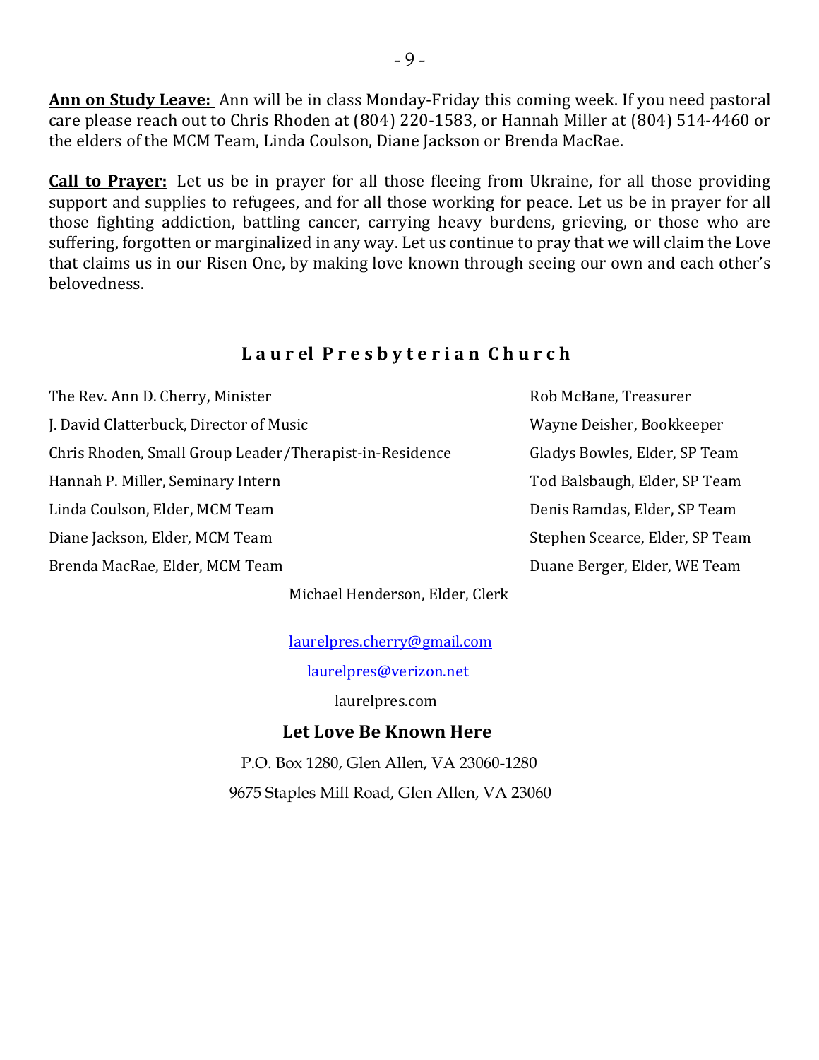**Ann on Study Leave:** Ann will be in class Monday-Friday this coming week. If you need pastoral care please reach out to Chris Rhoden at (804) 220-1583, or Hannah Miller at (804) 514-4460 or the elders of the MCM Team, Linda Coulson, Diane Jackson or Brenda MacRae.

**Call to Prayer:** Let us be in prayer for all those fleeing from Ukraine, for all those providing support and supplies to refugees, and for all those working for peace. Let us be in prayer for all those fighting addiction, battling cancer, carrying heavy burdens, grieving, or those who are suffering, forgotten or marginalized in any way. Let us continue to pray that we will claim the Love that claims us in our Risen One, by making love known through seeing our own and each other's belovedness.

## Laurel Presbyterian Church

The Rev. Ann D. Cherry, Minister
J. David Clatterbuck, Director of Music
Chris Rhoden, Small Group Leader/Therapist-in-Residence
Hannah P. Miller, Seminary Intern
Linda Coulson, Elder, MCM Team
Diane Jackson, Elder, MCM Team
Brenda MacRae, Elder, MCM Team

Rob McBane, Treasurer
Wayne Deisher, Bookkeeper
Gladys Bowles, Elder, SP Team
Tod Balsbaugh, Elder, SP Team
Denis Ramdas, Elder, SP Team
Stephen Scearce, Elder, SP Team
Duane Berger, Elder, WE Team

Michael Henderson, Elder, Clerk

laurelpres.cherry@gmail.com

laurelpres@verizon.net

laurelpres.com

**Let Love Be Known Here**

P.O. Box 1280, Glen Allen, VA 23060-1280

9675 Staples Mill Road, Glen Allen, VA 23060